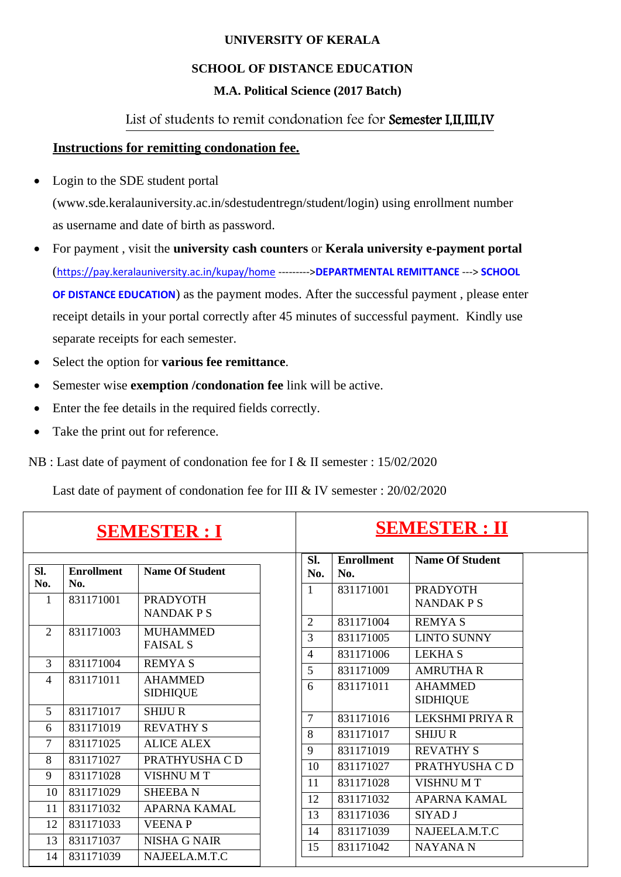**UNIVERSITY OF KERALA**

**SCHOOL OF DISTANCE EDUCATION**

**M.A. Political Science (2017 Batch)**

List of students to remit condonation fee for **Semester I,II,III,IV**

**Instructions for remitting condonation fee.**

- Login to the SDE student portal (www.sde.keralauniversity.ac.in/sdestudentregn/student/login) using enrollment number as username and date of birth as password.
- For payment , visit the **university cash counters** or **Kerala university e-payment portal** (https://pay.keralauniversity.ac.in/kupay/home --------->**DEPARTMENTAL REMITTANCE** ---> **SCHOOL OF DISTANCE EDUCATION**) as the payment modes. After the successful payment , please enter receipt details in your portal correctly after 45 minutes of successful payment. Kindly use separate receipts for each semester.
- Select the option for **various fee remittance**.
- Semester wise **exemption /condonation fee** link will be active.
- Enter the fee details in the required fields correctly.
- Take the print out for reference.

NB : Last date of payment of condonation fee for I & II semester : 15/02/2020

Last date of payment of condonation fee for III & IV semester : 20/02/2020

## SEMESTER : I

| Sl. No. | Enrollment No. | Name Of Student |
|---|---|---|
| 1 | 831171001 | PRADYOTH NANDAK P S |
| 2 | 831171003 | MUHAMMED FAISAL S |
| 3 | 831171004 | REMYA S |
| 4 | 831171011 | AHAMMED SIDHIQUE |
| 5 | 831171017 | SHIJU R |
| 6 | 831171019 | REVATHY S |
| 7 | 831171025 | ALICE ALEX |
| 8 | 831171027 | PRATHYUSHA C D |
| 9 | 831171028 | VISHNU M T |
| 10 | 831171029 | SHEEBA N |
| 11 | 831171032 | APARNA KAMAL |
| 12 | 831171033 | VEENA P |
| 13 | 831171037 | NISHA G NAIR |
| 14 | 831171039 | NAJEELA.M.T.C |

## SEMESTER : II

| Sl. No. | Enrollment No. | Name Of Student |
|---|---|---|
| 1 | 831171001 | PRADYOTH NANDAK P S |
| 2 | 831171004 | REMYA S |
| 3 | 831171005 | LINTO SUNNY |
| 4 | 831171006 | LEKHA S |
| 5 | 831171009 | AMRUTHA R |
| 6 | 831171011 | AHAMMED SIDHIQUE |
| 7 | 831171016 | LEKSHMI PRIYA R |
| 8 | 831171017 | SHIJU R |
| 9 | 831171019 | REVATHY S |
| 10 | 831171027 | PRATHYUSHA C D |
| 11 | 831171028 | VISHNU M T |
| 12 | 831171032 | APARNA KAMAL |
| 13 | 831171036 | SIYAD J |
| 14 | 831171039 | NAJEELA.M.T.C |
| 15 | 831171042 | NAYANA N |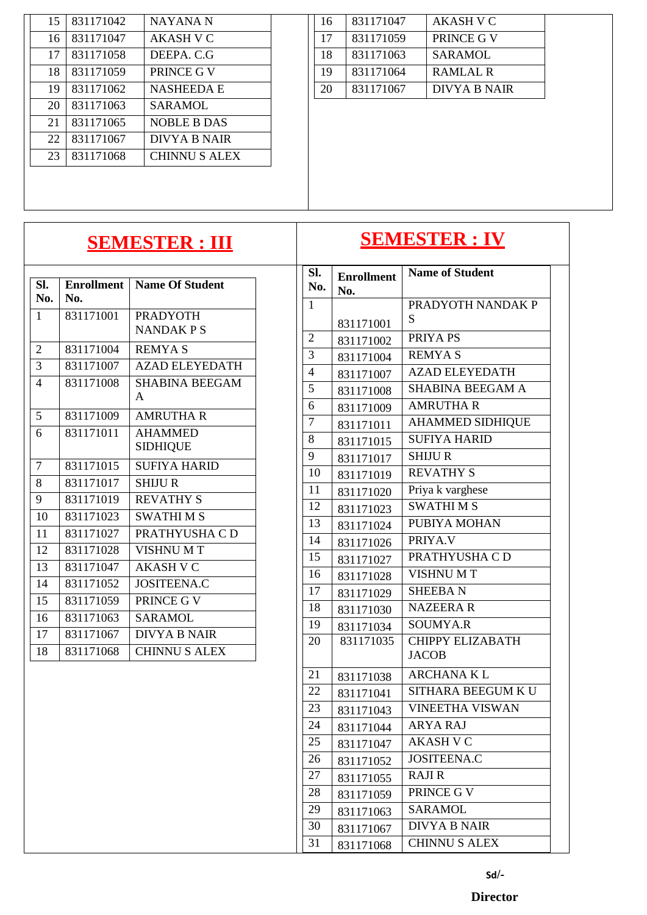| | | |
|---|---|---|
| 15 | 831171042 | NAYANA N |
| 16 | 831171047 | AKASH V C |
| 17 | 831171058 | DEEPA. C.G |
| 18 | 831171059 | PRINCE G V |
| 19 | 831171062 | NASHEEDA E |
| 20 | 831171063 | SARAMOL |
| 21 | 831171065 | NOBLE B DAS |
| 22 | 831171067 | DIVYA B NAIR |
| 23 | 831171068 | CHINNU S ALEX |

| | | |
|---|---|---|
| 16 | 831171047 | AKASH V C |
| 17 | 831171059 | PRINCE G V |
| 18 | 831171063 | SARAMOL |
| 19 | 831171064 | RAMLAL R |
| 20 | 831171067 | DIVYA B NAIR |

## SEMESTER : III

| Sl. No. | Enrollment No. | Name Of Student |
|---|---|---|
| 1 | 831171001 | PRADYOTH NANDAK P S |
| 2 | 831171004 | REMYA S |
| 3 | 831171007 | AZAD ELEYEDATH |
| 4 | 831171008 | SHABINA BEEGAM A |
| 5 | 831171009 | AMRUTHA R |
| 6 | 831171011 | AHAMMED SIDHIQUE |
| 7 | 831171015 | SUFIYA HARID |
| 8 | 831171017 | SHIJU R |
| 9 | 831171019 | REVATHY S |
| 10 | 831171023 | SWATHI M S |
| 11 | 831171027 | PRATHYUSHA C D |
| 12 | 831171028 | VISHNU M T |
| 13 | 831171047 | AKASH V C |
| 14 | 831171052 | JOSITEENA.C |
| 15 | 831171059 | PRINCE G V |
| 16 | 831171063 | SARAMOL |
| 17 | 831171067 | DIVYA B NAIR |
| 18 | 831171068 | CHINNU S ALEX |

## SEMESTER : IV

| Sl. No. | Enrollment No. | Name of Student |
|---|---|---|
| 1 | 831171001 | PRADYOTH NANDAK P S |
| 2 | 831171002 | PRIYA PS |
| 3 | 831171004 | REMYA S |
| 4 | 831171007 | AZAD ELEYEDATH |
| 5 | 831171008 | SHABINA BEEGAM A |
| 6 | 831171009 | AMRUTHA R |
| 7 | 831171011 | AHAMMED SIDHIQUE |
| 8 | 831171015 | SUFIYA HARID |
| 9 | 831171017 | SHIJU R |
| 10 | 831171019 | REVATHY S |
| 11 | 831171020 | Priya k varghese |
| 12 | 831171023 | SWATHI M S |
| 13 | 831171024 | PUBIYA MOHAN |
| 14 | 831171026 | PRIYA.V |
| 15 | 831171027 | PRATHYUSHA C D |
| 16 | 831171028 | VISHNU M T |
| 17 | 831171029 | SHEEBA N |
| 18 | 831171030 | NAZEERA R |
| 19 | 831171034 | SOUMYA.R |
| 20 | 831171035 | CHIPPY ELIZABATH JACOB |
| 21 | 831171038 | ARCHANA K L |
| 22 | 831171041 | SITHARA BEEGUM K U |
| 23 | 831171043 | VINEETHA VISWAN |
| 24 | 831171044 | ARYA RAJ |
| 25 | 831171047 | AKASH V C |
| 26 | 831171052 | JOSITEENA.C |
| 27 | 831171055 | RAJI R |
| 28 | 831171059 | PRINCE G V |
| 29 | 831171063 | SARAMOL |
| 30 | 831171067 | DIVYA B NAIR |
| 31 | 831171068 | CHINNU S ALEX |

Sd/-

**Director**